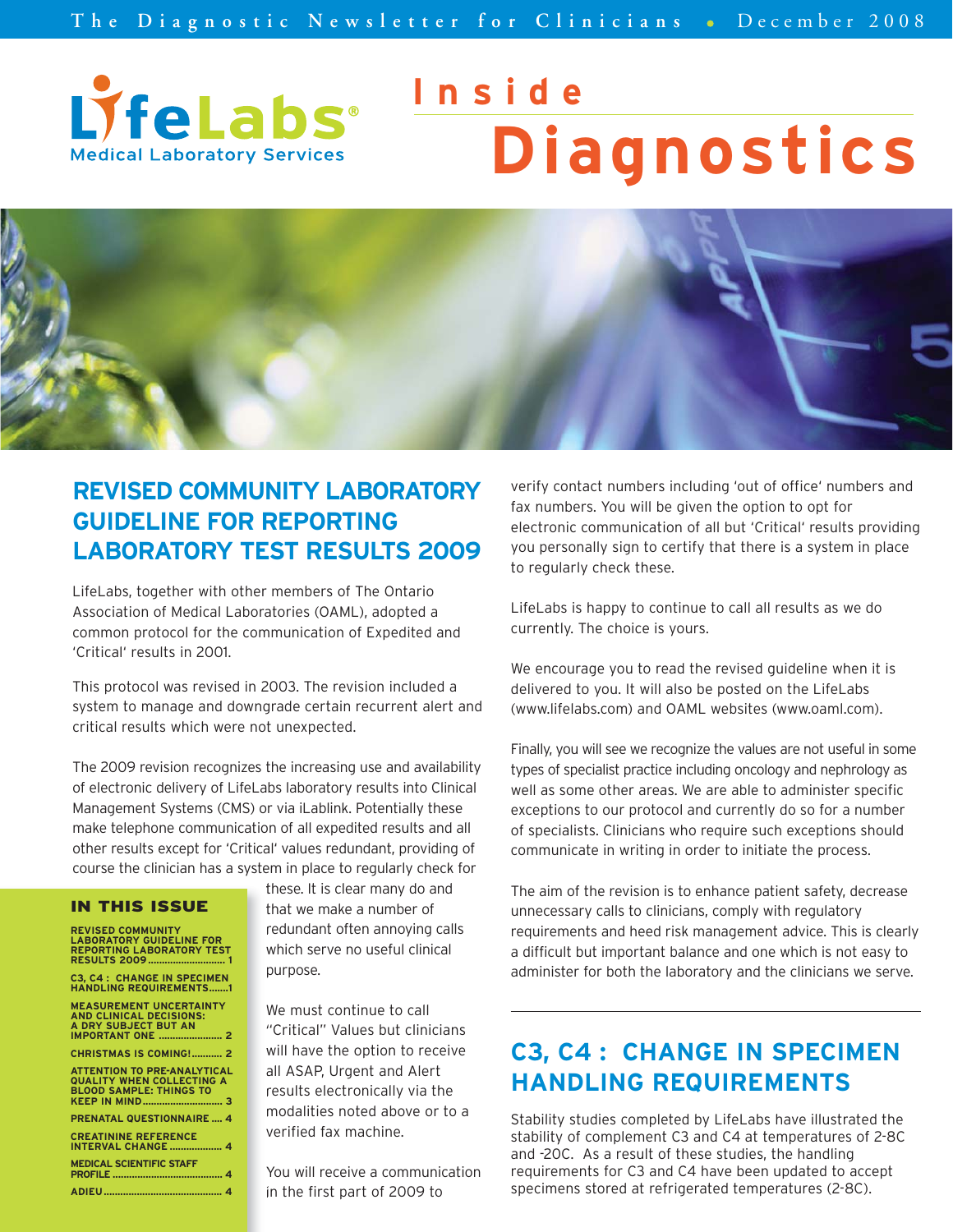# LifeLabs Medical Laboratory Services

# Inside Diagnostics

The Diagnostic Newsletter for Clinicians • December 2008

## REVISED COMMUNITY LABORATORY GUIDELINE FOR REPORTING LABORATORY TEST RESULTS 2009

LifeLabs, together with other members of The Ontario Association of Medical Laboratories (OAML), adopted a common protocol for the communication of Expedited and 'Critical' results in 2001.

This protocol was revised in 2003. The revision included a system to manage and downgrade certain recurrent alert and critical results which were not unexpected.

The 2009 revision recognizes the increasing use and availability of electronic delivery of LifeLabs laboratory results into Clinical Management Systems (CMS) or via iLablink. Potentially these make telephone communication of all expedited results and all other results except for 'Critical' values redundant, providing of course the clinician has a system in place to regularly check for these. It is clear many do and that we make a number of redundant often annoying calls which serve no useful clinical purpose.

We must continue to call "Critical" Values but clinicians will have the option to receive all ASAP, Urgent and Alert results electronically via the modalities noted above or to a verified fax machine.

You will receive a communication in the first part of 2009 to verify contact numbers including 'out of office' numbers and fax numbers. You will be given the option to opt for electronic communication of all but 'Critical' results providing you personally sign to certify that there is a system in place to regularly check these.

LifeLabs is happy to continue to call all results as we do currently. The choice is yours.

We encourage you to read the revised guideline when it is delivered to you. It will also be posted on the LifeLabs (www.lifelabs.com) and OAML websites (www.oaml.com).

Finally, you will see we recognize the values are not useful in some types of specialist practice including oncology and nephrology as well as some other areas. We are able to administer specific exceptions to our protocol and currently do so for a number of specialists. Clinicians who require such exceptions should communicate in writing in order to initiate the process.

The aim of the revision is to enhance patient safety, decrease unnecessary calls to clinicians, comply with regulatory requirements and heed risk management advice. This is clearly a difficult but important balance and one which is not easy to administer for both the laboratory and the clinicians we serve.

### IN THIS ISSUE

- REVISED COMMUNITY LABORATORY GUIDELINE FOR REPORTING LABORATORY TEST RESULTS 2009 .......... 1
- C3, C4 : CHANGE IN SPECIMEN HANDLING REQUIREMENTS .......1
- MEASUREMENT UNCERTAINTY AND CLINICAL DECISIONS: A DRY SUBJECT BUT AN IMPORTANT ONE .......... 2
- CHRISTMAS IS COMING! .......... 2
- ATTENTION TO PRE-ANALYTICAL QUALITY WHEN COLLECTING A BLOOD SAMPLE: THINGS TO KEEP IN MIND .......... 3
- PRENATAL QUESTIONNAIRE .... 4
- CREATININE REFERENCE INTERVAL CHANGE .......... 4
- MEDICAL SCIENTIFIC STAFF PROFILE .......... 4
- ADIEU .......... 4

## C3, C4 : CHANGE IN SPECIMEN HANDLING REQUIREMENTS

Stability studies completed by LifeLabs have illustrated the stability of complement C3 and C4 at temperatures of 2-8C and -20C. As a result of these studies, the handling requirements for C3 and C4 have been updated to accept specimens stored at refrigerated temperatures (2-8C).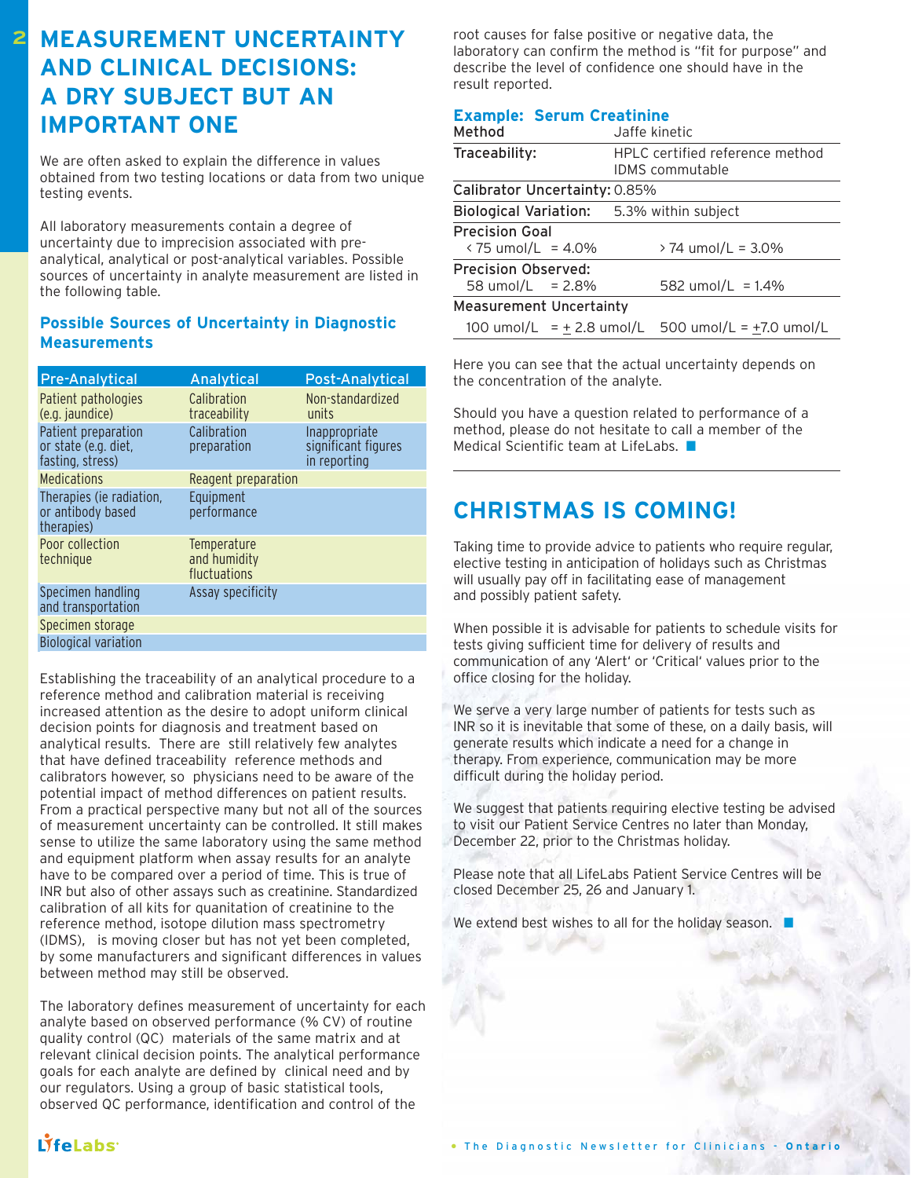# MEASUREMENT UNCERTAINTY AND CLINICAL DECISIONS: A DRY SUBJECT BUT AN IMPORTANT ONE

We are often asked to explain the difference in values obtained from two testing locations or data from two unique testing events.

All laboratory measurements contain a degree of uncertainty due to imprecision associated with pre-analytical, analytical or post-analytical variables. Possible sources of uncertainty in analyte measurement are listed in the following table.

### Possible Sources of Uncertainty in Diagnostic Measurements

| Pre-Analytical | Analytical | Post-Analytical |
|---|---|---|
| Patient pathologies (e.g. jaundice) | Calibration traceability | Non-standardized units |
| Patient preparation or state (e.g. diet, fasting, stress) | Calibration preparation | Inappropriate significant figures in reporting |
| Medications | Reagent preparation | |
| Therapies (ie radiation, or antibody based therapies) | Equipment performance | |
| Poor collection technique | Temperature and humidity fluctuations | |
| Specimen handling and transportation | Assay specificity | |
| Specimen storage | | |
| Biological variation | | |

Establishing the traceability of an analytical procedure to a reference method and calibration material is receiving increased attention as the desire to adopt uniform clinical decision points for diagnosis and treatment based on analytical results. There are still relatively few analytes that have defined traceability reference methods and calibrators however, so physicians need to be aware of the potential impact of method differences on patient results. From a practical perspective many but not all of the sources of measurement uncertainty can be controlled. It still makes sense to utilize the same laboratory using the same method and equipment platform when assay results for an analyte have to be compared over a period of time. This is true of INR but also of other assays such as creatinine. Standardized calibration of all kits for quantitation of creatinine to the reference method, isotope dilution mass spectrometry (IDMS), is moving closer but has not yet been completed, by some manufacturers and significant differences in values between method may still be observed.

The laboratory defines measurement of uncertainty for each analyte based on observed performance (% CV) of routine quality control (QC) materials of the same matrix and at relevant clinical decision points. The analytical performance goals for each analyte are defined by clinical need and by our regulators. Using a group of basic statistical tools, observed QC performance, identification and control of the root causes for false positive or negative data, the laboratory can confirm the method is "fit for purpose" and describe the level of confidence one should have in the result reported.

### Example: Serum Creatinine

| Method | Jaffe kinetic |
|---|---|
| Traceability: | HPLC certified reference method IDMS commutable |
| Calibrator Uncertainty: 0.85% | |
| Biological Variation: | 5.3% within subject |
| Precision Goal < 75 umol/L = 4.0% | > 74 umol/L = 3.0% |
| Precision Observed: 58 umol/L = 2.8% | 582 umol/L = 1.4% |
| Measurement Uncertainty 100 umol/L = $\pm$ 2.8 umol/L | 500 umol/L = $\pm$7.0 umol/L |

Here you can see that the actual uncertainty depends on the concentration of the analyte.

Should you have a question related to performance of a method, please do not hesitate to call a member of the Medical Scientific team at LifeLabs.

# CHRISTMAS IS COMING!

Taking time to provide advice to patients who require regular, elective testing in anticipation of holidays such as Christmas will usually pay off in facilitating ease of management and possibly patient safety.

When possible it is advisable for patients to schedule visits for tests giving sufficient time for delivery of results and communication of any 'Alert' or 'Critical' values prior to the office closing for the holiday.

We serve a very large number of patients for tests such as INR so it is inevitable that some of these, on a daily basis, will generate results which indicate a need for a change in therapy. From experience, communication may be more difficult during the holiday period.

We suggest that patients requiring elective testing be advised to visit our Patient Service Centres no later than Monday, December 22, prior to the Christmas holiday.

Please note that all LifeLabs Patient Service Centres will be closed December 25, 26 and January 1.

We extend best wishes to all for the holiday season.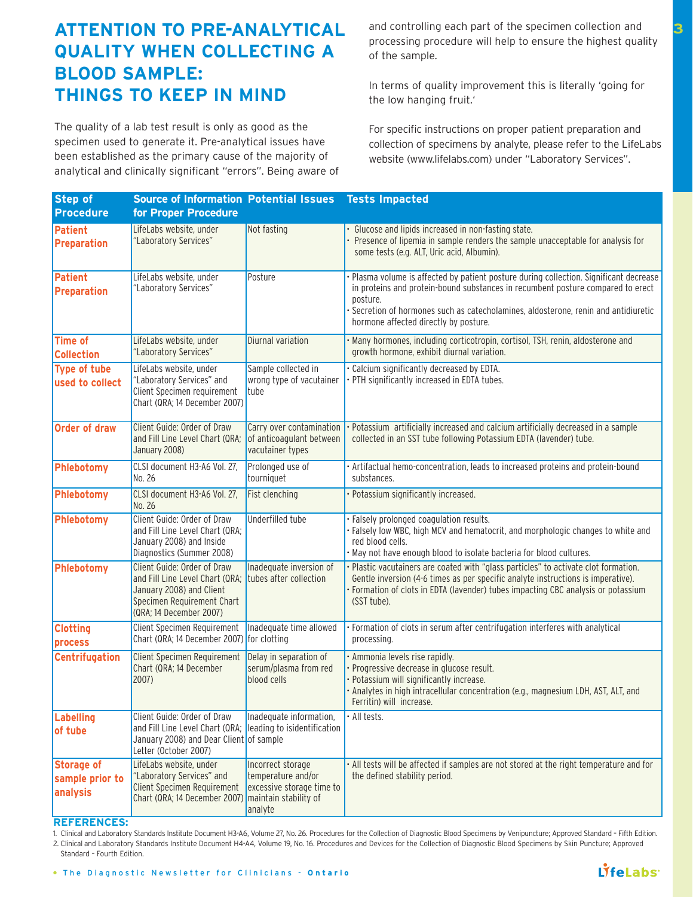# ATTENTION TO PRE-ANALYTICAL QUALITY WHEN COLLECTING A BLOOD SAMPLE: THINGS TO KEEP IN MIND

The quality of a lab test result is only as good as the specimen used to generate it. Pre-analytical issues have been established as the primary cause of the majority of analytical and clinically significant "errors". Being aware of and controlling each part of the specimen collection and processing procedure will help to ensure the highest quality of the sample.

In terms of quality improvement this is literally 'going for the low hanging fruit.'

For specific instructions on proper patient preparation and collection of specimens by analyte, please refer to the LifeLabs website (www.lifelabs.com) under "Laboratory Services".

| Step of Procedure | Source of Information for Proper Procedure | Potential Issues | Tests Impacted |
|---|---|---|---|
| Patient Preparation | LifeLabs website, under "Laboratory Services" | Not fasting | • Glucose and lipids increased in non-fasting state.<br>• Presence of lipemia in sample renders the sample unacceptable for analysis for some tests (e.g. ALT, Uric acid, Albumin). |
| Patient Preparation | LifeLabs website, under "Laboratory Services" | Posture | • Plasma volume is affected by patient posture during collection. Significant decrease in proteins and protein-bound substances in recumbent posture compared to erect posture.<br>• Secretion of hormones such as catecholamines, aldosterone, renin and antidiuretic hormone affected directly by posture. |
| Time of Collection | LifeLabs website, under "Laboratory Services" | Diurnal variation | • Many hormones, including corticotropin, cortisol, TSH, renin, aldosterone and growth hormone, exhibit diurnal variation. |
| Type of tube used to collect | LifeLabs website, under "Laboratory Services" and Client Specimen requirement Chart (QRA; 14 December 2007) | Sample collected in wrong type of vacutainer tube | • Calcium significantly decreased by EDTA.<br>• PTH significantly increased in EDTA tubes. |
| Order of draw | Client Guide: Order of Draw and Fill Line Level Chart (QRA; January 2008) | Carry over contamination of anticoagulant between vacutainer types | • Potassium artificially increased and calcium artificially decreased in a sample collected in an SST tube following Potassium EDTA (lavender) tube. |
| Phlebotomy | CLSI document H3-A6 Vol. 27, No. 26 | Prolonged use of tourniquet | • Artifactual hemo-concentration, leads to increased proteins and protein-bound substances. |
| Phlebotomy | CLSI document H3-A6 Vol. 27, No. 26 | Fist clenching | • Potassium significantly increased. |
| Phlebotomy | Client Guide: Order of Draw and Fill Line Level Chart (QRA; January 2008) and Inside Diagnostics (Summer 2008) | Underfilled tube | • Falsely prolonged coagulation results.<br>• Falsely low WBC, high MCV and hematocrit, and morphologic changes to white and red blood cells.<br>• May not have enough blood to isolate bacteria for blood cultures. |
| Phlebotomy | Client Guide: Order of Draw and Fill Line Level Chart (QRA; January 2008) and Client Specimen Requirement Chart (QRA; 14 December 2007) | Inadequate inversion of tubes after collection | • Plastic vacutainers are coated with "glass particles" to activate clot formation. Gentle inversion (4-6 times as per specific analyte instructions is imperative).<br>• Formation of clots in EDTA (lavender) tubes impacting CBC analysis or potassium (SST tube). |
| Clotting process | Client Specimen Requirement Chart (QRA; 14 December 2007) | Inadequate time allowed for clotting | • Formation of clots in serum after centrifugation interferes with analytical processing. |
| Centrifugation | Client Specimen Requirement Chart (QRA; 14 December 2007) | Delay in separation of serum/plasma from red blood cells | • Ammonia levels rise rapidly.<br>• Progressive decrease in glucose result.<br>• Potassium will significantly increase.<br>• Analytes in high intracellular concentration (e.g., magnesium LDH, AST, ALT, and Ferritin) will increase. |
| Labelling of tube | Client Guide: Order of Draw and Fill Line Level Chart (QRA; January 2008) and Dear Client Letter (October 2007) | Inadequate information, leading to isidentification of sample | • All tests. |
| Storage of sample prior to analysis | LifeLabs website, under "Laboratory Services" and Client Specimen Requirement Chart (QRA; 14 December 2007) | Incorrect storage temperature and/or excessive storage time to maintain stability of analyte | • All tests will be affected if samples are not stored at the right temperature and for the defined stability period. |

**REFERENCES:**

1. Clinical and Laboratory Standards Institute Document H3-A6, Volume 27, No. 26. Procedures for the Collection of Diagnostic Blood Specimens by Venipuncture; Approved Standard – Fifth Edition.
2. Clinical and Laboratory Standards Institute Document H4-A4, Volume 19, No. 16. Procedures and Devices for the Collection of Diagnostic Blood Specimens by Skin Puncture; Approved Standard – Fourth Edition.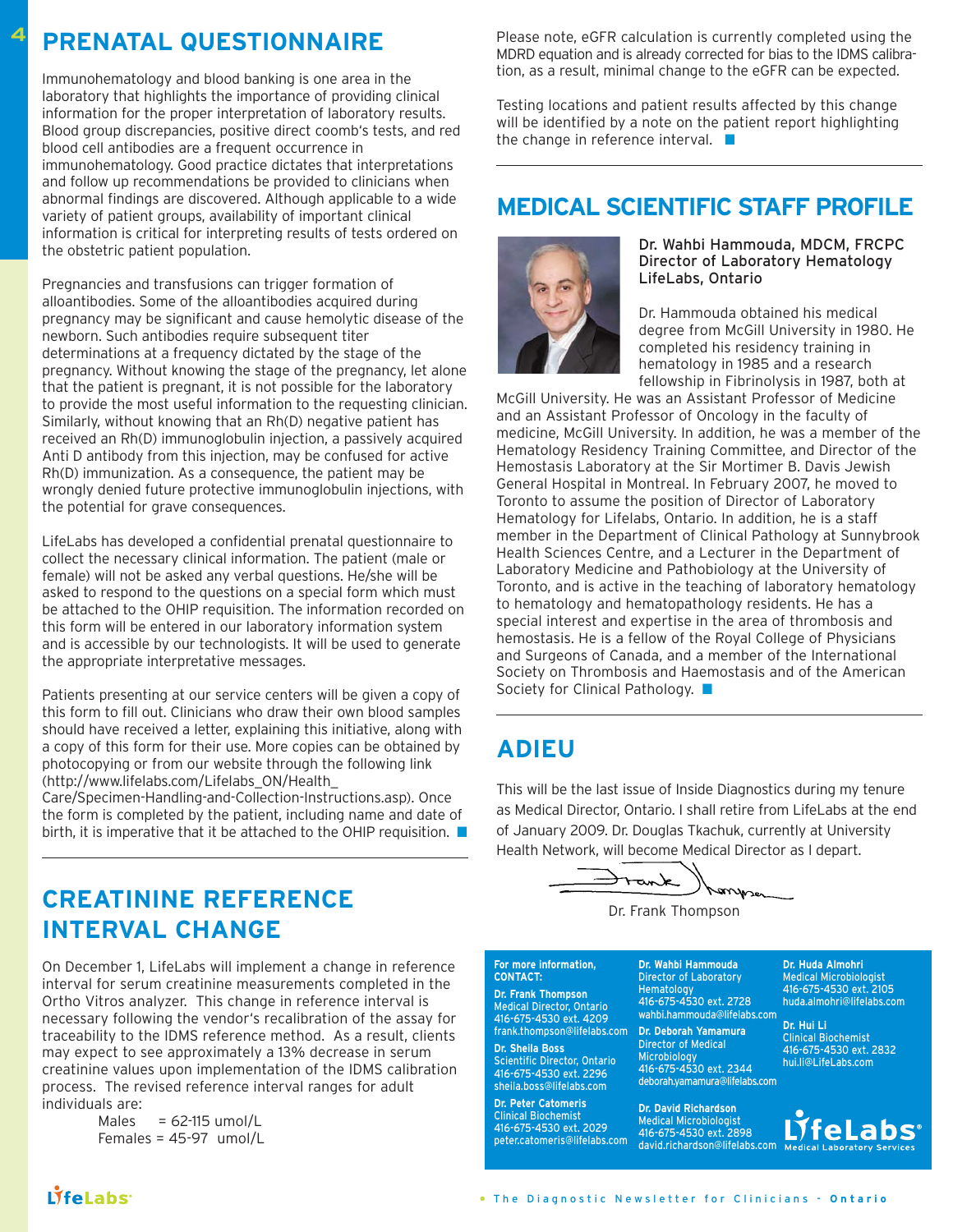## PRENATAL QUESTIONNAIRE

Immunohematology and blood banking is one area in the laboratory that highlights the importance of providing clinical information for the proper interpretation of laboratory results. Blood group discrepancies, positive direct coomb's tests, and red blood cell antibodies are a frequent occurrence in immunohematology. Good practice dictates that interpretations and follow up recommendations be provided to clinicians when abnormal findings are discovered. Although applicable to a wide variety of patient groups, availability of important clinical information is critical for interpreting results of tests ordered on the obstetric patient population.

Pregnancies and transfusions can trigger formation of alloantibodies. Some of the alloantibodies acquired during pregnancy may be significant and cause hemolytic disease of the newborn. Such antibodies require subsequent titer determinations at a frequency dictated by the stage of the pregnancy. Without knowing the stage of the pregnancy, let alone that the patient is pregnant, it is not possible for the laboratory to provide the most useful information to the requesting clinician. Similarly, without knowing that an Rh(D) negative patient has received an Rh(D) immunoglobulin injection, a passively acquired Anti D antibody from this injection, may be confused for active Rh(D) immunization. As a consequence, the patient may be wrongly denied future protective immunoglobulin injections, with the potential for grave consequences.

LifeLabs has developed a confidential prenatal questionnaire to collect the necessary clinical information. The patient (male or female) will not be asked any verbal questions. He/she will be asked to respond to the questions on a special form which must be attached to the OHIP requisition. The information recorded on this form will be entered in our laboratory information system and is accessible by our technologists. It will be used to generate the appropriate interpretative messages.

Patients presenting at our service centers will be given a copy of this form to fill out. Clinicians who draw their own blood samples should have received a letter, explaining this initiative, along with a copy of this form for their use. More copies can be obtained by photocopying or from our website through the following link (http://www.lifelabs.com/Lifelabs_ON/Health_Care/Specimen-Handling-and-Collection-Instructions.asp). Once the form is completed by the patient, including name and date of birth, it is imperative that it be attached to the OHIP requisition.

## CREATININE REFERENCE INTERVAL CHANGE

On December 1, LifeLabs will implement a change in reference interval for serum creatinine measurements completed in the Ortho Vitros analyzer. This change in reference interval is necessary following the vendor's recalibration of the assay for traceability to the IDMS reference method. As a result, clients may expect to see approximately a 13% decrease in serum creatinine values upon implementation of the IDMS calibration process. The revised reference interval ranges for adult individuals are:

Males = 62-115 umol/L
Females = 45-97 umol/L

Please note, eGFR calculation is currently completed using the MDRD equation and is already corrected for bias to the IDMS calibration, as a result, minimal change to the eGFR can be expected.

Testing locations and patient results affected by this change will be identified by a note on the patient report highlighting the change in reference interval.

## MEDICAL SCIENTIFIC STAFF PROFILE

**Dr. Wahbi Hammouda, MDCM, FRCPC**
**Director of Laboratory Hematology**
**LifeLabs, Ontario**

Dr. Hammouda obtained his medical degree from McGill University in 1980. He completed his residency training in hematology in 1985 and a research fellowship in Fibrinolysis in 1987, both at McGill University. He was an Assistant Professor of Medicine and an Assistant Professor of Oncology in the faculty of medicine, McGill University. In addition, he was a member of the Hematology Residency Training Committee, and Director of the Hemostasis Laboratory at the Sir Mortimer B. Davis Jewish General Hospital in Montreal. In February 2007, he moved to Toronto to assume the position of Director of Laboratory Hematology for Lifelabs, Ontario. In addition, he is a staff member in the Department of Clinical Pathology at Sunnybrook Health Sciences Centre, and a Lecturer in the Department of Laboratory Medicine and Pathobiology at the University of Toronto, and is active in the teaching of laboratory hematology to hematology and hematopathology residents. He has a special interest and expertise in the area of thrombosis and hemostasis. He is a fellow of the Royal College of Physicians and Surgeons of Canada, and a member of the International Society on Thrombosis and Haemostasis and of the American Society for Clinical Pathology.

## ADIEU

This will be the last issue of Inside Diagnostics during my tenure as Medical Director, Ontario. I shall retire from LifeLabs at the end of January 2009. Dr. Douglas Tkachuk, currently at University Health Network, will become Medical Director as I depart.

Dr. Frank Thompson

**For more information, CONTACT:**

**Dr. Frank Thompson**
Medical Director, Ontario
416-675-4530 ext. 4209
frank.thompson@lifelabs.com

**Dr. Sheila Boss**
Scientific Director, Ontario
416-675-4530 ext. 2296
sheila.boss@lifelabs.com

**Dr. Peter Catomeris**
Clinical Biochemist
416-675-4530 ext. 2029
peter.catomeris@lifelabs.com

**Dr. Wahbi Hammouda**
Director of Laboratory Hematology
416-675-4530 ext. 2728
wahbi.hammouda@lifelabs.com

**Dr. Deborah Yamamura**
Director of Medical Microbiology
416-675-4530 ext. 2344
deborah.yamamura@lifelabs.com

**Dr. David Richardson**
Medical Microbiologist
416-675-4530 ext. 2898
david.richardson@lifelabs.com

**Dr. Huda Almohri**
Medical Microbiologist
416-675-4530 ext. 2105
huda.almohri@lifelabs.com

**Dr. Hui Li**
Clinical Biochemist
416-675-4530 ext. 2832
hui.li@LifeLabs.com

LifeLabs® Medical Laboratory Services